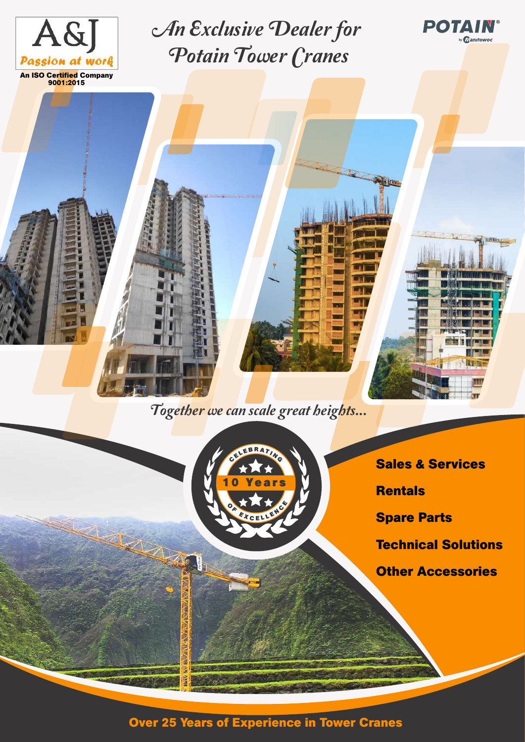A&J

*Passion at work*

An ISO Certified Company 9001:2015

# *An Exclusive Dealer for Potain Tower Cranes*

POTAIN by Manitowoc

*Together we can scale great heights...*

CELEBRATING 10 Years OF EXCELLENCE

**Sales & Services**

**Rentals**

**Spare Parts**

**Technical Solutions**

**Other Accessories**

**Over 25 Years of Experience in Tower Cranes**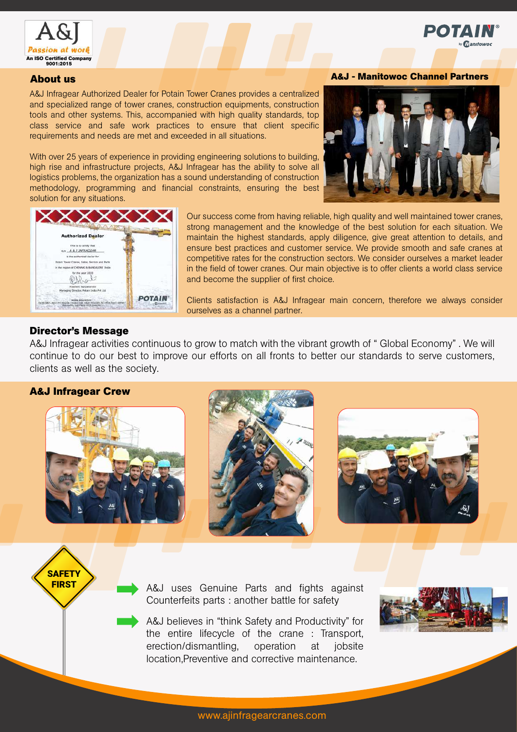## About us

A&J Infragear Authorized Dealer for Potain Tower Cranes provides a centralized and specialized range of tower cranes, construction equipments, construction tools and other systems. This, accompanied with high quality standards, top class service and safe work practices to ensure that client specific requirements and needs are met and exceeded in all situations.

With over 25 years of experience in providing engineering solutions to building, high rise and infrastructure projects, A&J Infragear has the ability to solve all logistics problems, the organization has a sound understanding of construction methodology, programming and financial constraints, ensuring the best solution for any situations.

## A&J - Manitowoc Channel Partners

Our success come from having reliable, high quality and well maintained tower cranes, strong management and the knowledge of the best solution for each situation. We maintain the highest standards, apply diligence, give great attention to details, and ensure best practices and customer service. We provide smooth and safe cranes at competitive rates for the construction sectors. We consider ourselves a market leader in the field of tower cranes. Our main objective is to offer clients a world class service and become the supplier of first choice.

Clients satisfaction is A&J Infragear main concern, therefore we always consider ourselves as a channel partner.

## Director's Message

A&J Infragear activities continuous to grow to match with the vibrant growth of " Global Economy" . We will continue to do our best to improve our efforts on all fronts to better our standards to serve customers, clients as well as the society.

## A&J Infragear Crew

**SAFETY FIRST**

- A&J uses Genuine Parts and fights against Counterfeits parts : another battle for safety
- A&J believes in "think Safety and Productivity" for the entire lifecycle of the crane : Transport, erection/dismantling, operation at jobsite location,Preventive and corrective maintenance.

www.ajinfragearcranes.com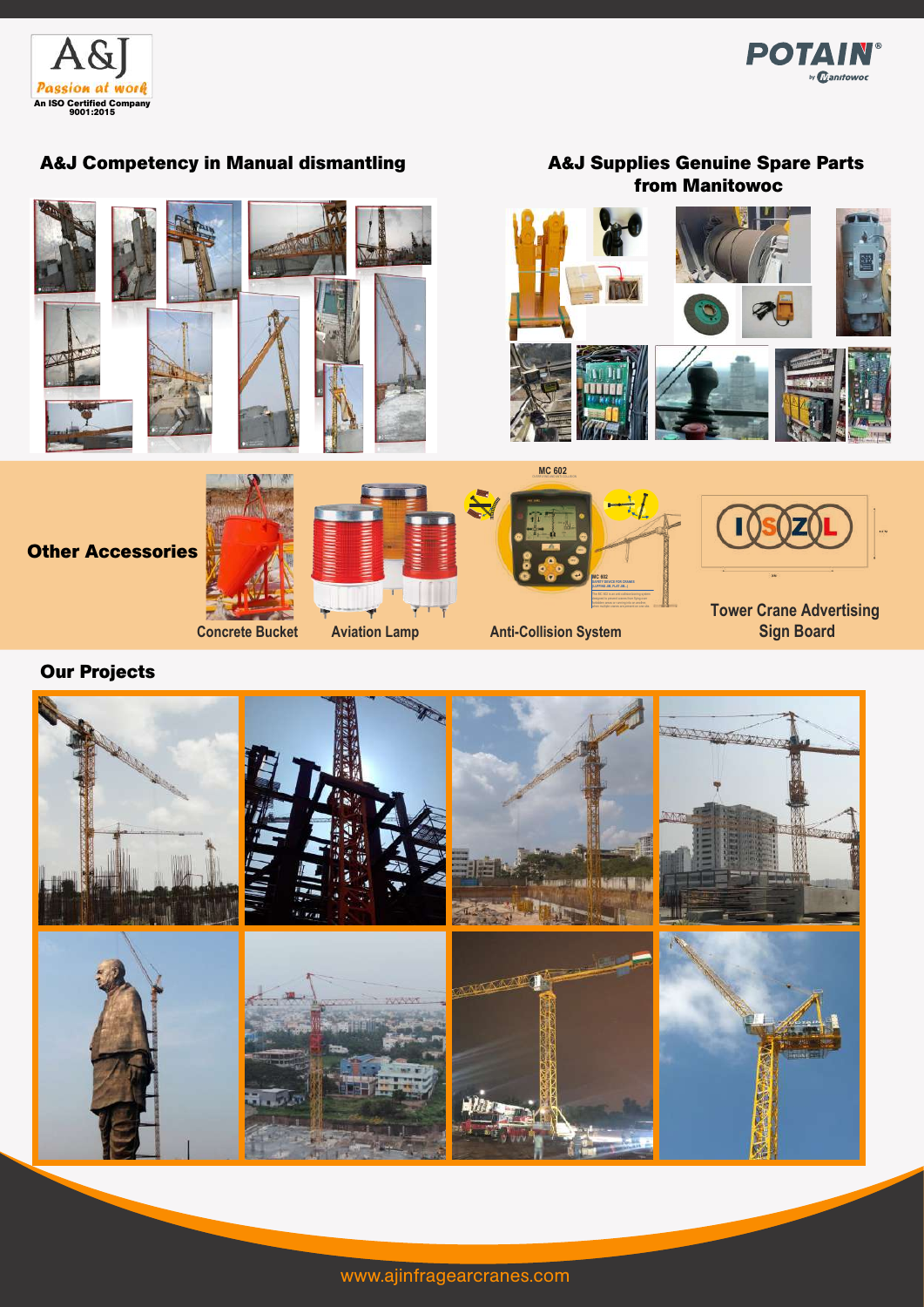A&J

*Passion at work*

An ISO Certified Company 9001:2015

POTAIN® by Manitowoc

## A&J Competency in Manual dismantling

## A&J Supplies Genuine Spare Parts from Manitowoc

## Other Accessories

Concrete Bucket

Aviation Lamp

Anti-Collision System

Tower Crane Advertising Sign Board

## Our Projects

www.ajinfragearcranes.com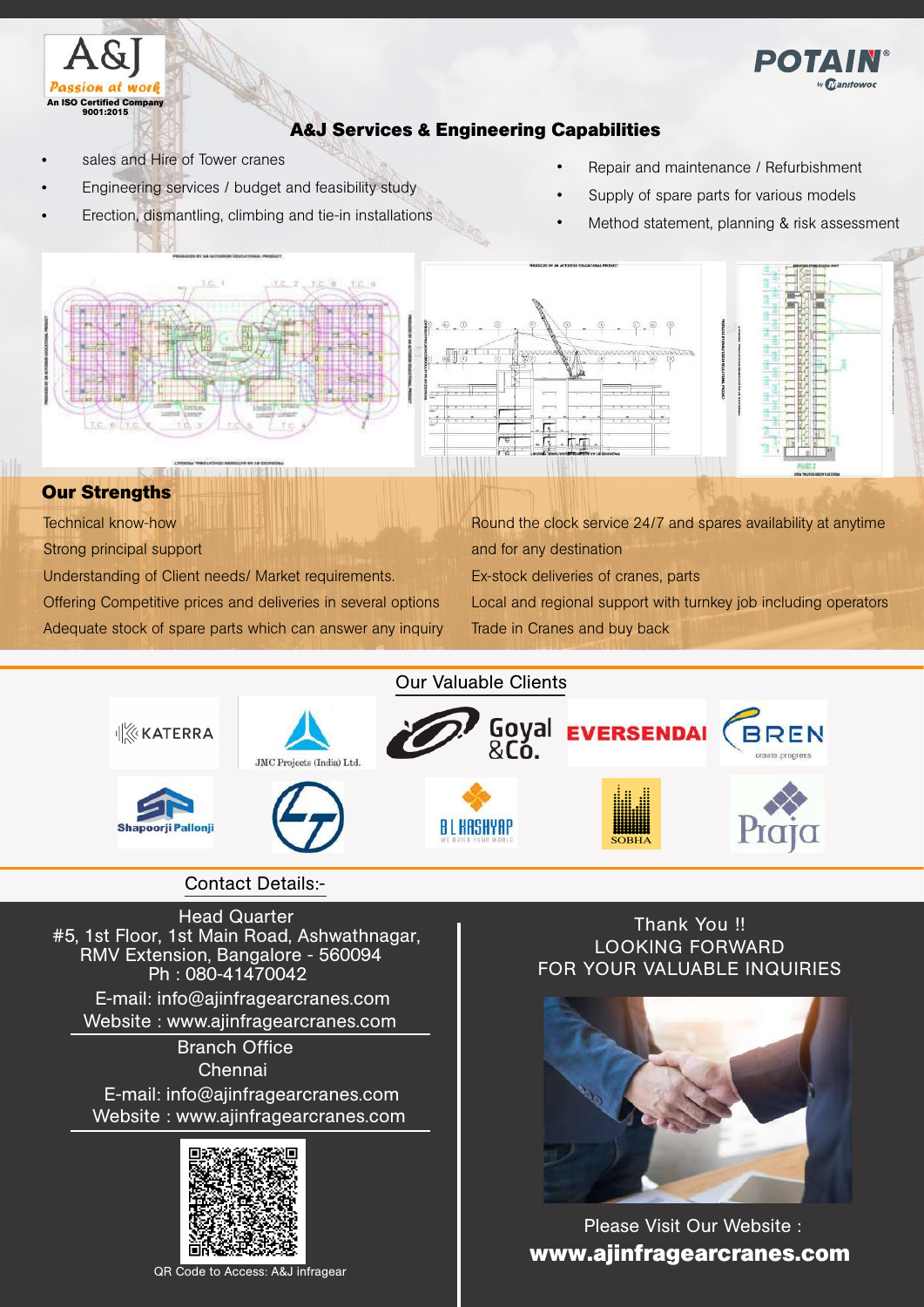A&J
Passion at work
An ISO Certified Company 9001:2015

POTAIN by Manitowoc

## A&J Services & Engineering Capabilities

- sales and Hire of Tower cranes
- Engineering services / budget and feasibility study
- Erection, dismantling, climbing and tie-in installations
- Repair and maintenance / Refurbishment
- Supply of spare parts for various models
- Method statement, planning & risk assessment

## Our Strengths

Technical know-how
Strong principal support
Understanding of Client needs/ Market requirements.
Offering Competitive prices and deliveries in several options
Adequate stock of spare parts which can answer any inquiry
Round the clock service 24/7 and spares availability at anytime and for any destination
Ex-stock deliveries of cranes, parts
Local and regional support with turnkey job including operators
Trade in Cranes and buy back

## Our Valuable Clients

KATERRA, JMC Projects (India) Ltd., Goyal & Co., EVERSENDAI, BREN create progress, Shapoorji Pallonji, L&T, B L KASHYAP We build your world, SOBHA, Praja

## Contact Details:-

Head Quarter
#5, 1st Floor, 1st Main Road, Ashwathnagar,
RMV Extension, Bangalore - 560094
Ph : 080-41470042
E-mail: info@ajinfragearcranes.com
Website : www.ajinfragearcranes.com

Branch Office
Chennai
E-mail: info@ajinfragearcranes.com
Website : www.ajinfragearcranes.com

QR Code to Access: A&J infragear

Thank You !!
LOOKING FORWARD
FOR YOUR VALUABLE INQUIRIES

Please Visit Our Website :
**www.ajinfragearcranes.com**